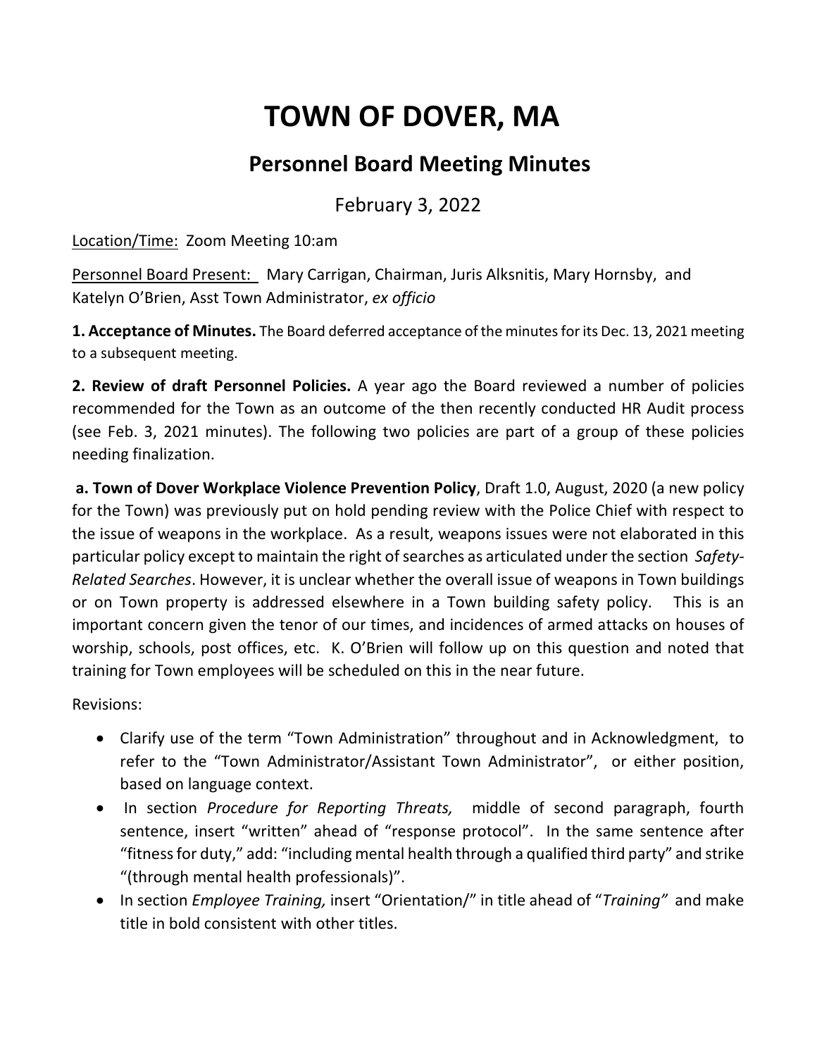# TOWN OF DOVER, MA

## Personnel Board Meeting Minutes

February 3, 2022

Location/Time: Zoom Meeting 10:am

Personnel Board Present: Mary Carrigan, Chairman, Juris Alksnitis, Mary Hornsby, and Katelyn O'Brien, Asst Town Administrator, *ex officio*

**1. Acceptance of Minutes.** The Board deferred acceptance of the minutes for its Dec. 13, 2021 meeting to a subsequent meeting.

**2. Review of draft Personnel Policies.** A year ago the Board reviewed a number of policies recommended for the Town as an outcome of the then recently conducted HR Audit process (see Feb. 3, 2021 minutes). The following two policies are part of a group of these policies needing finalization.

**a. Town of Dover Workplace Violence Prevention Policy**, Draft 1.0, August, 2020 (a new policy for the Town) was previously put on hold pending review with the Police Chief with respect to the issue of weapons in the workplace. As a result, weapons issues were not elaborated in this particular policy except to maintain the right of searches as articulated under the section *Safety-Related Searches*. However, it is unclear whether the overall issue of weapons in Town buildings or on Town property is addressed elsewhere in a Town building safety policy. This is an important concern given the tenor of our times, and incidences of armed attacks on houses of worship, schools, post offices, etc. K. O'Brien will follow up on this question and noted that training for Town employees will be scheduled on this in the near future.

Revisions:

- Clarify use of the term "Town Administration" throughout and in Acknowledgment, to refer to the "Town Administrator/Assistant Town Administrator", or either position, based on language context.
- In section *Procedure for Reporting Threats,* middle of second paragraph, fourth sentence, insert "written" ahead of "response protocol". In the same sentence after "fitness for duty," add: "including mental health through a qualified third party" and strike "(through mental health professionals)".
- In section *Employee Training,* insert "Orientation/" in title ahead of "*Training"* and make title in bold consistent with other titles.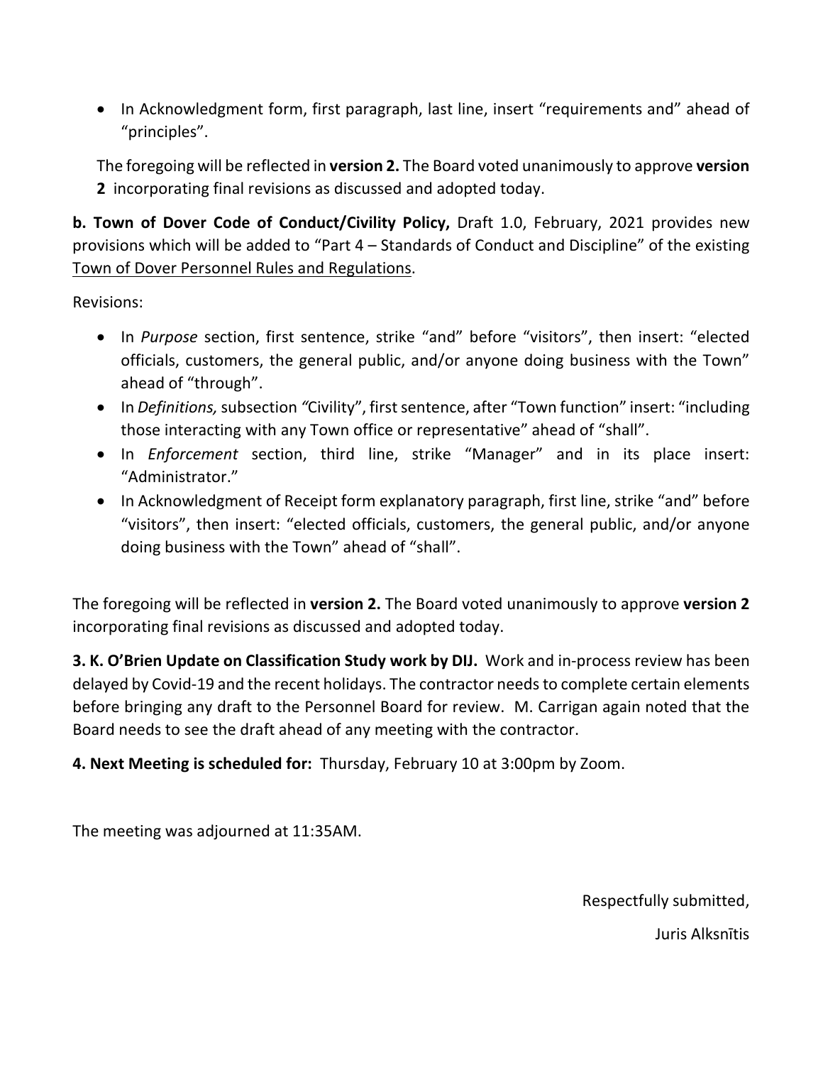- In Acknowledgment form, first paragraph, last line, insert "requirements and" ahead of "principles".

The foregoing will be reflected in **version 2.** The Board voted unanimously to approve **version 2** incorporating final revisions as discussed and adopted today.

**b. Town of Dover Code of Conduct/Civility Policy,** Draft 1.0, February, 2021 provides new provisions which will be added to "Part 4 – Standards of Conduct and Discipline" of the existing Town of Dover Personnel Rules and Regulations.

Revisions:

- In *Purpose* section, first sentence, strike "and" before "visitors", then insert: "elected officials, customers, the general public, and/or anyone doing business with the Town" ahead of "through".
- In *Definitions,* subsection "Civility", first sentence, after "Town function" insert: "including those interacting with any Town office or representative" ahead of "shall".
- In *Enforcement* section, third line, strike "Manager" and in its place insert: "Administrator."
- In Acknowledgment of Receipt form explanatory paragraph, first line, strike "and" before "visitors", then insert: "elected officials, customers, the general public, and/or anyone doing business with the Town" ahead of "shall".

The foregoing will be reflected in **version 2.** The Board voted unanimously to approve **version 2** incorporating final revisions as discussed and adopted today.

**3. K. O'Brien Update on Classification Study work by DIJ.** Work and in-process review has been delayed by Covid-19 and the recent holidays. The contractor needs to complete certain elements before bringing any draft to the Personnel Board for review. M. Carrigan again noted that the Board needs to see the draft ahead of any meeting with the contractor.

**4. Next Meeting is scheduled for:** Thursday, February 10 at 3:00pm by Zoom.

The meeting was adjourned at 11:35AM.

Respectfully submitted,

Juris Alksnītis